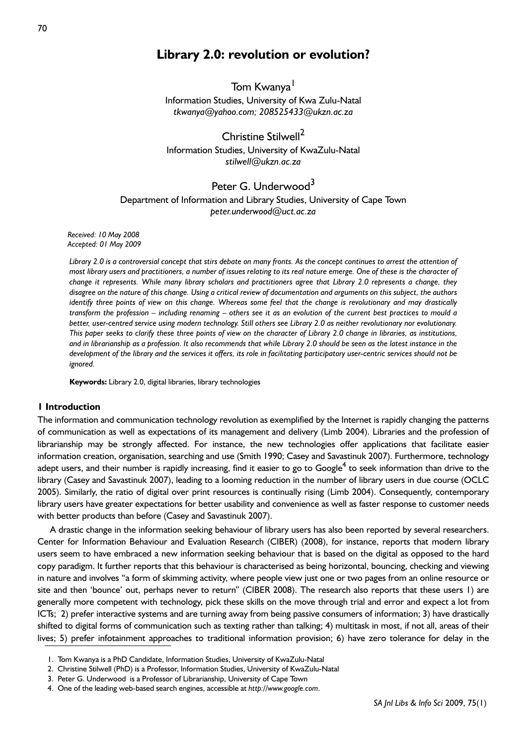# Library 2.0: revolution or evolution?

Tom Kwanya[1]
Information Studies, University of Kwa Zulu-Natal
*tkwanya@yahoo.com; 208525433@ukzn.ac.za*

Christine Stilwell[2]
Information Studies, University of KwaZulu-Natal
*stilwell@ukzn.ac.za*

Peter G. Underwood[3]
Department of Information and Library Studies, University of Cape Town
*peter.underwood@uct.ac.za*

*Received: 10 May 2008*
*Accepted: 01 May 2009*

*Library 2.0 is a controversial concept that stirs debate on many fronts. As the concept continues to arrest the attention of most library users and practitioners, a number of issues relating to its real nature emerge. One of these is the character of change it represents. While many library scholars and practitioners agree that Library 2.0 represents a change, they disagree on the nature of this change. Using a critical review of documentation and arguments on this subject, the authors identify three points of view on this change. Whereas some feel that the change is revolutionary and may drastically transform the profession – including renaming – others see it as an evolution of the current best practices to mould a better, user-centred service using modern technology. Still others see Library 2.0 as neither revolutionary nor evolutionary. This paper seeks to clarify these three points of view on the character of Library 2.0 change in libraries, as institutions, and in librarianship as a profession. It also recommends that while Library 2.0 should be seen as the latest instance in the development of the library and the services it offers, its role in facilitating participatory user-centric services should not be ignored.*

**Keywords:** Library 2.0, digital libraries, library technologies

## 1 Introduction

The information and communication technology revolution as exemplified by the Internet is rapidly changing the patterns of communication as well as expectations of its management and delivery (Limb 2004). Libraries and the profession of librarianship may be strongly affected. For instance, the new technologies offer applications that facilitate easier information creation, organisation, searching and use (Smith 1990; Casey and Savastinuk 2007). Furthermore, technology adept users, and their number is rapidly increasing, find it easier to go to Google[4] to seek information than drive to the library (Casey and Savastinuk 2007), leading to a looming reduction in the number of library users in due course (OCLC 2005). Similarly, the ratio of digital over print resources is continually rising (Limb 2004). Consequently, contemporary library users have greater expectations for better usability and convenience as well as faster response to customer needs with better products than before (Casey and Savastinuk 2007).

A drastic change in the information seeking behaviour of library users has also been reported by several researchers. Center for Information Behaviour and Evaluation Research (CIBER) (2008), for instance, reports that modern library users seem to have embraced a new information seeking behaviour that is based on the digital as opposed to the hard copy paradigm. It further reports that this behaviour is characterised as being horizontal, bouncing, checking and viewing in nature and involves "a form of skimming activity, where people view just one or two pages from an online resource or site and then 'bounce' out, perhaps never to return" (CIBER 2008). The research also reports that these users 1) are generally more competent with technology, pick these skills on the move through trial and error and expect a lot from ICTs; 2) prefer interactive systems and are turning away from being passive consumers of information; 3) have drastically shifted to digital forms of communication such as texting rather than talking; 4) multitask in most, if not all, areas of their lives; 5) prefer infotainment approaches to traditional information provision; 6) have zero tolerance for delay in the

1. Tom Kwanya is a PhD Candidate, Information Studies, University of KwaZulu-Natal
2. Christine Stilwell (PhD) is a Professor, Information Studies, University of KwaZulu-Natal
3. Peter G. Underwood is a Professor of Librarianship, University of Cape Town
4. One of the leading web-based search engines, accessible at *http://www.google.com*.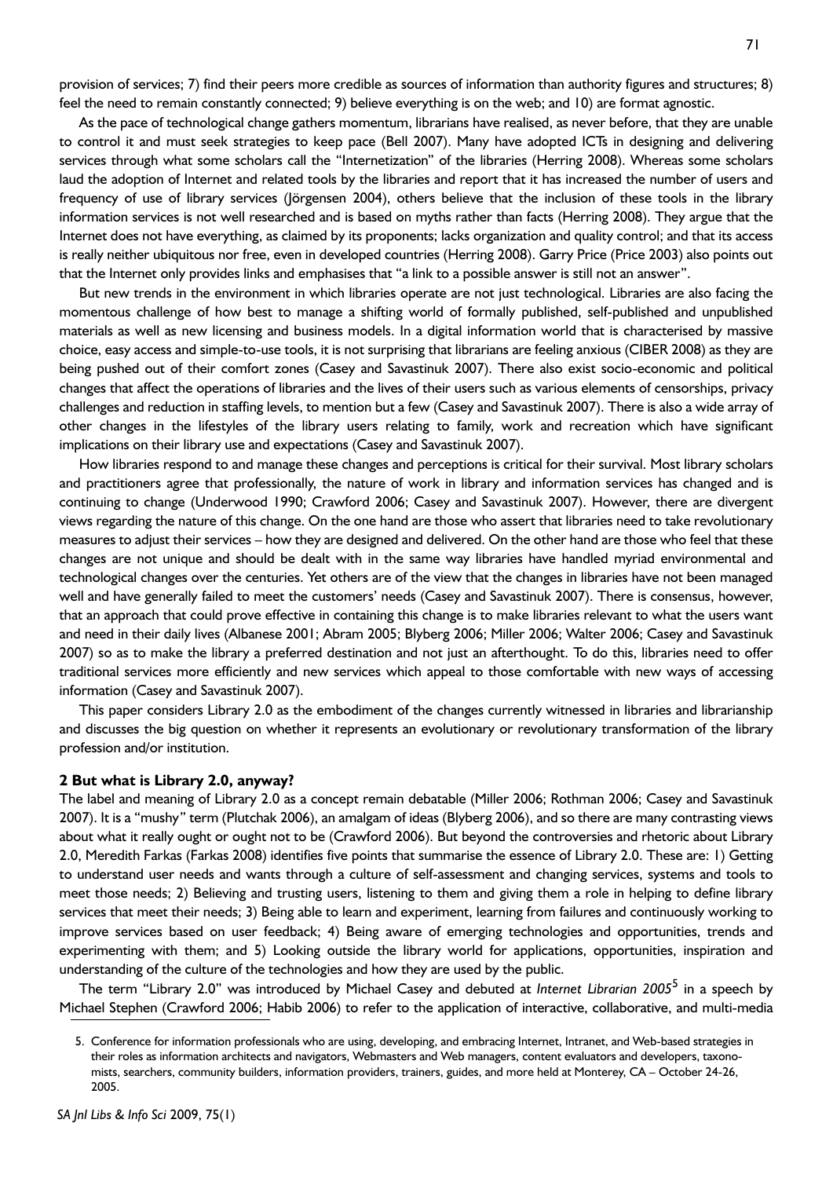provision of services; 7) find their peers more credible as sources of information than authority figures and structures; 8) feel the need to remain constantly connected; 9) believe everything is on the web; and 10) are format agnostic.

As the pace of technological change gathers momentum, librarians have realised, as never before, that they are unable to control it and must seek strategies to keep pace (Bell 2007). Many have adopted ICTs in designing and delivering services through what some scholars call the "Internetization" of the libraries (Herring 2008). Whereas some scholars laud the adoption of Internet and related tools by the libraries and report that it has increased the number of users and frequency of use of library services (Jörgensen 2004), others believe that the inclusion of these tools in the library information services is not well researched and is based on myths rather than facts (Herring 2008). They argue that the Internet does not have everything, as claimed by its proponents; lacks organization and quality control; and that its access is really neither ubiquitous nor free, even in developed countries (Herring 2008). Garry Price (Price 2003) also points out that the Internet only provides links and emphasises that "a link to a possible answer is still not an answer".

But new trends in the environment in which libraries operate are not just technological. Libraries are also facing the momentous challenge of how best to manage a shifting world of formally published, self-published and unpublished materials as well as new licensing and business models. In a digital information world that is characterised by massive choice, easy access and simple-to-use tools, it is not surprising that librarians are feeling anxious (CIBER 2008) as they are being pushed out of their comfort zones (Casey and Savastinuk 2007). There also exist socio-economic and political changes that affect the operations of libraries and the lives of their users such as various elements of censorships, privacy challenges and reduction in staffing levels, to mention but a few (Casey and Savastinuk 2007). There is also a wide array of other changes in the lifestyles of the library users relating to family, work and recreation which have significant implications on their library use and expectations (Casey and Savastinuk 2007).

How libraries respond to and manage these changes and perceptions is critical for their survival. Most library scholars and practitioners agree that professionally, the nature of work in library and information services has changed and is continuing to change (Underwood 1990; Crawford 2006; Casey and Savastinuk 2007). However, there are divergent views regarding the nature of this change. On the one hand are those who assert that libraries need to take revolutionary measures to adjust their services – how they are designed and delivered. On the other hand are those who feel that these changes are not unique and should be dealt with in the same way libraries have handled myriad environmental and technological changes over the centuries. Yet others are of the view that the changes in libraries have not been managed well and have generally failed to meet the customers' needs (Casey and Savastinuk 2007). There is consensus, however, that an approach that could prove effective in containing this change is to make libraries relevant to what the users want and need in their daily lives (Albanese 2001; Abram 2005; Blyberg 2006; Miller 2006; Walter 2006; Casey and Savastinuk 2007) so as to make the library a preferred destination and not just an afterthought. To do this, libraries need to offer traditional services more efficiently and new services which appeal to those comfortable with new ways of accessing information (Casey and Savastinuk 2007).

This paper considers Library 2.0 as the embodiment of the changes currently witnessed in libraries and librarianship and discusses the big question on whether it represents an evolutionary or revolutionary transformation of the library profession and/or institution.

## 2 But what is Library 2.0, anyway?

The label and meaning of Library 2.0 as a concept remain debatable (Miller 2006; Rothman 2006; Casey and Savastinuk 2007). It is a "mushy" term (Plutchak 2006), an amalgam of ideas (Blyberg 2006), and so there are many contrasting views about what it really ought or ought not to be (Crawford 2006). But beyond the controversies and rhetoric about Library 2.0, Meredith Farkas (Farkas 2008) identifies five points that summarise the essence of Library 2.0. These are: 1) Getting to understand user needs and wants through a culture of self-assessment and changing services, systems and tools to meet those needs; 2) Believing and trusting users, listening to them and giving them a role in helping to define library services that meet their needs; 3) Being able to learn and experiment, learning from failures and continuously working to improve services based on user feedback; 4) Being aware of emerging technologies and opportunities, trends and experimenting with them; and 5) Looking outside the library world for applications, opportunities, inspiration and understanding of the culture of the technologies and how they are used by the public.

The term "Library 2.0" was introduced by Michael Casey and debuted at *Internet Librarian 2005*[5] in a speech by Michael Stephen (Crawford 2006; Habib 2006) to refer to the application of interactive, collaborative, and multi-media

5. Conference for information professionals who are using, developing, and embracing Internet, Intranet, and Web-based strategies in their roles as information architects and navigators, Webmasters and Web managers, content evaluators and developers, taxonomists, searchers, community builders, information providers, trainers, guides, and more held at Monterey, CA – October 24-26, 2005.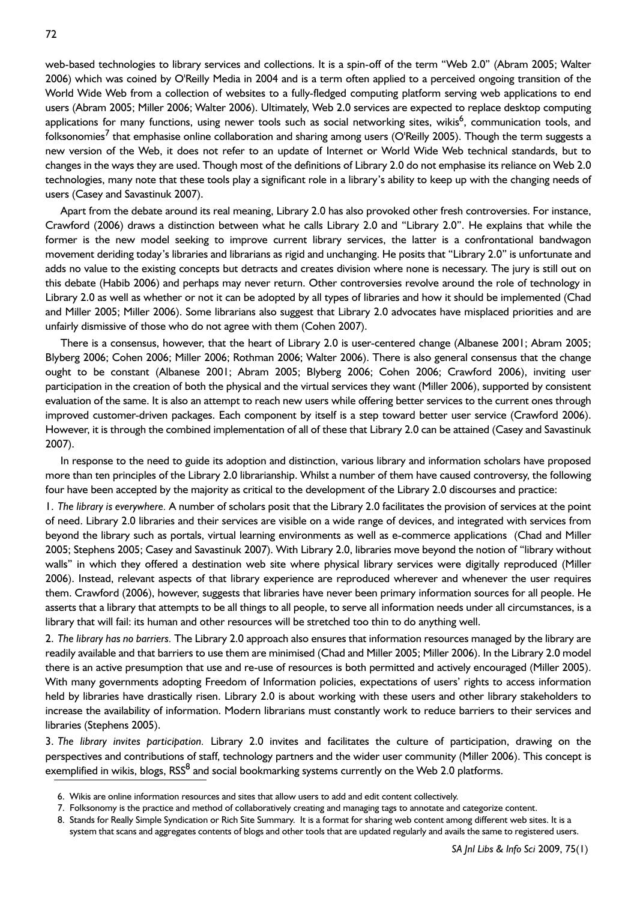web-based technologies to library services and collections. It is a spin-off of the term "Web 2.0" (Abram 2005; Walter 2006) which was coined by O'Reilly Media in 2004 and is a term often applied to a perceived ongoing transition of the World Wide Web from a collection of websites to a fully-fledged computing platform serving web applications to end users (Abram 2005; Miller 2006; Walter 2006). Ultimately, Web 2.0 services are expected to replace desktop computing applications for many functions, using newer tools such as social networking sites, wikis[6], communication tools, and folksonomies[7] that emphasise online collaboration and sharing among users (O'Reilly 2005). Though the term suggests a new version of the Web, it does not refer to an update of Internet or World Wide Web technical standards, but to changes in the ways they are used. Though most of the definitions of Library 2.0 do not emphasise its reliance on Web 2.0 technologies, many note that these tools play a significant role in a library's ability to keep up with the changing needs of users (Casey and Savastinuk 2007).

Apart from the debate around its real meaning, Library 2.0 has also provoked other fresh controversies. For instance, Crawford (2006) draws a distinction between what he calls Library 2.0 and "Library 2.0". He explains that while the former is the new model seeking to improve current library services, the latter is a confrontational bandwagon movement deriding today's libraries and librarians as rigid and unchanging. He posits that "Library 2.0" is unfortunate and adds no value to the existing concepts but detracts and creates division where none is necessary. The jury is still out on this debate (Habib 2006) and perhaps may never return. Other controversies revolve around the role of technology in Library 2.0 as well as whether or not it can be adopted by all types of libraries and how it should be implemented (Chad and Miller 2005; Miller 2006). Some librarians also suggest that Library 2.0 advocates have misplaced priorities and are unfairly dismissive of those who do not agree with them (Cohen 2007).

There is a consensus, however, that the heart of Library 2.0 is user-centered change (Albanese 2001; Abram 2005; Blyberg 2006; Cohen 2006; Miller 2006; Rothman 2006; Walter 2006). There is also general consensus that the change ought to be constant (Albanese 2001; Abram 2005; Blyberg 2006; Cohen 2006; Crawford 2006), inviting user participation in the creation of both the physical and the virtual services they want (Miller 2006), supported by consistent evaluation of the same. It is also an attempt to reach new users while offering better services to the current ones through improved customer-driven packages. Each component by itself is a step toward better user service (Crawford 2006). However, it is through the combined implementation of all of these that Library 2.0 can be attained (Casey and Savastinuk 2007).

In response to the need to guide its adoption and distinction, various library and information scholars have proposed more than ten principles of the Library 2.0 librarianship. Whilst a number of them have caused controversy, the following four have been accepted by the majority as critical to the development of the Library 2.0 discourses and practice:

1. *The library is everywhere.* A number of scholars posit that the Library 2.0 facilitates the provision of services at the point of need. Library 2.0 libraries and their services are visible on a wide range of devices, and integrated with services from beyond the library such as portals, virtual learning environments as well as e-commerce applications (Chad and Miller 2005; Stephens 2005; Casey and Savastinuk 2007). With Library 2.0, libraries move beyond the notion of "library without walls" in which they offered a destination web site where physical library services were digitally reproduced (Miller 2006). Instead, relevant aspects of that library experience are reproduced wherever and whenever the user requires them. Crawford (2006), however, suggests that libraries have never been primary information sources for all people. He asserts that a library that attempts to be all things to all people, to serve all information needs under all circumstances, is a library that will fail: its human and other resources will be stretched too thin to do anything well.

2. *The library has no barriers.* The Library 2.0 approach also ensures that information resources managed by the library are readily available and that barriers to use them are minimised (Chad and Miller 2005; Miller 2006). In the Library 2.0 model there is an active presumption that use and re-use of resources is both permitted and actively encouraged (Miller 2005). With many governments adopting Freedom of Information policies, expectations of users' rights to access information held by libraries have drastically risen. Library 2.0 is about working with these users and other library stakeholders to increase the availability of information. Modern librarians must constantly work to reduce barriers to their services and libraries (Stephens 2005).

3. *The library invites participation.* Library 2.0 invites and facilitates the culture of participation, drawing on the perspectives and contributions of staff, technology partners and the wider user community (Miller 2006). This concept is exemplified in wikis, blogs, RSS[8] and social bookmarking systems currently on the Web 2.0 platforms.

---

6. Wikis are online information resources and sites that allow users to add and edit content collectively.
7. Folksonomy is the practice and method of collaboratively creating and managing tags to annotate and categorize content.
8. Stands for Really Simple Syndication or Rich Site Summary. It is a format for sharing web content among different web sites. It is a system that scans and aggregates contents of blogs and other tools that are updated regularly and avails the same to registered users.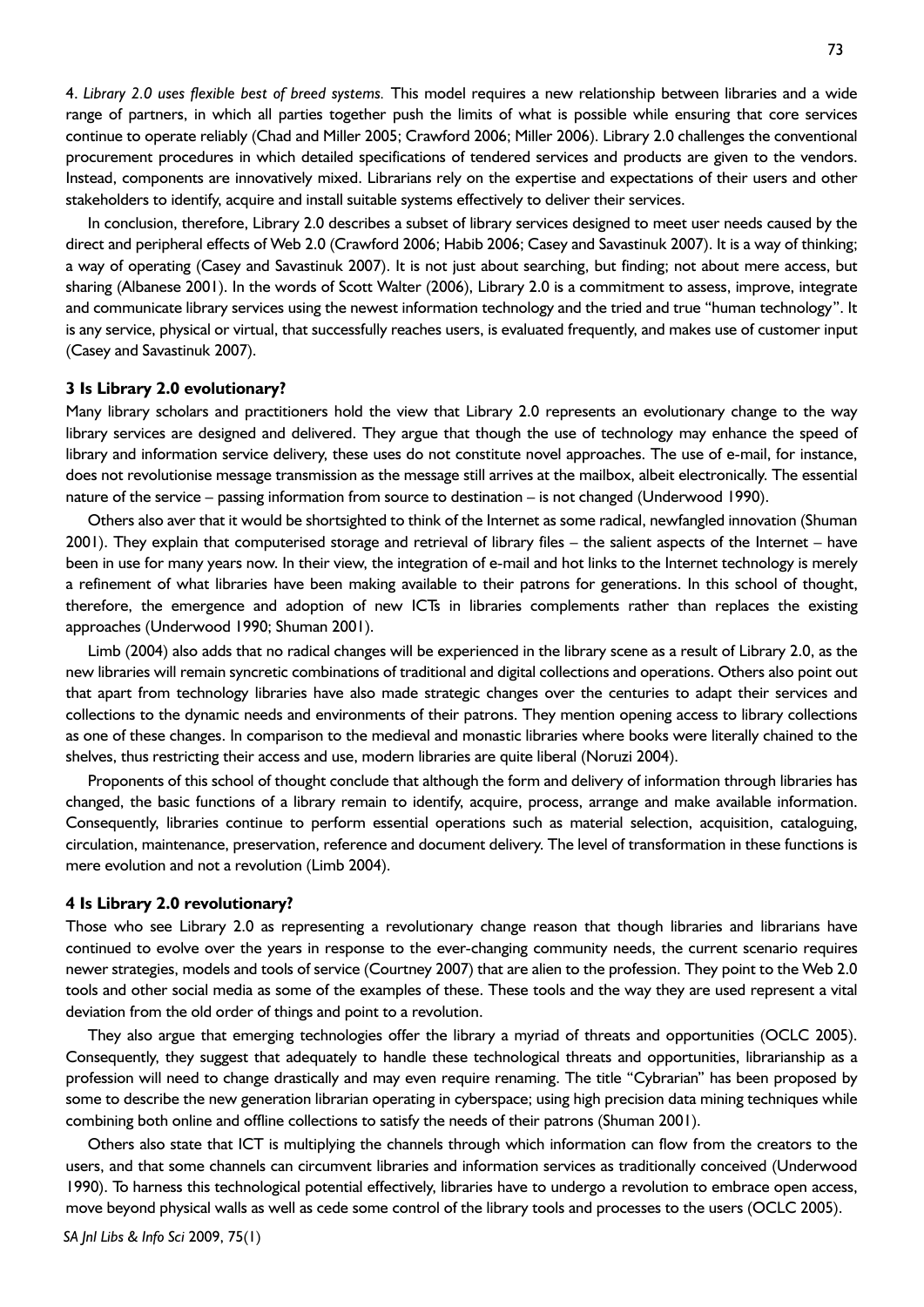4. *Library 2.0 uses flexible best of breed systems.* This model requires a new relationship between libraries and a wide range of partners, in which all parties together push the limits of what is possible while ensuring that core services continue to operate reliably (Chad and Miller 2005; Crawford 2006; Miller 2006). Library 2.0 challenges the conventional procurement procedures in which detailed specifications of tendered services and products are given to the vendors. Instead, components are innovatively mixed. Librarians rely on the expertise and expectations of their users and other stakeholders to identify, acquire and install suitable systems effectively to deliver their services.

In conclusion, therefore, Library 2.0 describes a subset of library services designed to meet user needs caused by the direct and peripheral effects of Web 2.0 (Crawford 2006; Habib 2006; Casey and Savastinuk 2007). It is a way of thinking; a way of operating (Casey and Savastinuk 2007). It is not just about searching, but finding; not about mere access, but sharing (Albanese 2001). In the words of Scott Walter (2006), Library 2.0 is a commitment to assess, improve, integrate and communicate library services using the newest information technology and the tried and true "human technology". It is any service, physical or virtual, that successfully reaches users, is evaluated frequently, and makes use of customer input (Casey and Savastinuk 2007).

## 3 Is Library 2.0 evolutionary?

Many library scholars and practitioners hold the view that Library 2.0 represents an evolutionary change to the way library services are designed and delivered. They argue that though the use of technology may enhance the speed of library and information service delivery, these uses do not constitute novel approaches. The use of e-mail, for instance, does not revolutionise message transmission as the message still arrives at the mailbox, albeit electronically. The essential nature of the service – passing information from source to destination – is not changed (Underwood 1990).

Others also aver that it would be shortsighted to think of the Internet as some radical, newfangled innovation (Shuman 2001). They explain that computerised storage and retrieval of library files – the salient aspects of the Internet – have been in use for many years now. In their view, the integration of e-mail and hot links to the Internet technology is merely a refinement of what libraries have been making available to their patrons for generations. In this school of thought, therefore, the emergence and adoption of new ICTs in libraries complements rather than replaces the existing approaches (Underwood 1990; Shuman 2001).

Limb (2004) also adds that no radical changes will be experienced in the library scene as a result of Library 2.0, as the new libraries will remain syncretic combinations of traditional and digital collections and operations. Others also point out that apart from technology libraries have also made strategic changes over the centuries to adapt their services and collections to the dynamic needs and environments of their patrons. They mention opening access to library collections as one of these changes. In comparison to the medieval and monastic libraries where books were literally chained to the shelves, thus restricting their access and use, modern libraries are quite liberal (Noruzi 2004).

Proponents of this school of thought conclude that although the form and delivery of information through libraries has changed, the basic functions of a library remain to identify, acquire, process, arrange and make available information. Consequently, libraries continue to perform essential operations such as material selection, acquisition, cataloguing, circulation, maintenance, preservation, reference and document delivery. The level of transformation in these functions is mere evolution and not a revolution (Limb 2004).

## 4 Is Library 2.0 revolutionary?

Those who see Library 2.0 as representing a revolutionary change reason that though libraries and librarians have continued to evolve over the years in response to the ever-changing community needs, the current scenario requires newer strategies, models and tools of service (Courtney 2007) that are alien to the profession. They point to the Web 2.0 tools and other social media as some of the examples of these. These tools and the way they are used represent a vital deviation from the old order of things and point to a revolution.

They also argue that emerging technologies offer the library a myriad of threats and opportunities (OCLC 2005). Consequently, they suggest that adequately to handle these technological threats and opportunities, librarianship as a profession will need to change drastically and may even require renaming. The title "Cybrarian" has been proposed by some to describe the new generation librarian operating in cyberspace; using high precision data mining techniques while combining both online and offline collections to satisfy the needs of their patrons (Shuman 2001).

Others also state that ICT is multiplying the channels through which information can flow from the creators to the users, and that some channels can circumvent libraries and information services as traditionally conceived (Underwood 1990). To harness this technological potential effectively, libraries have to undergo a revolution to embrace open access, move beyond physical walls as well as cede some control of the library tools and processes to the users (OCLC 2005).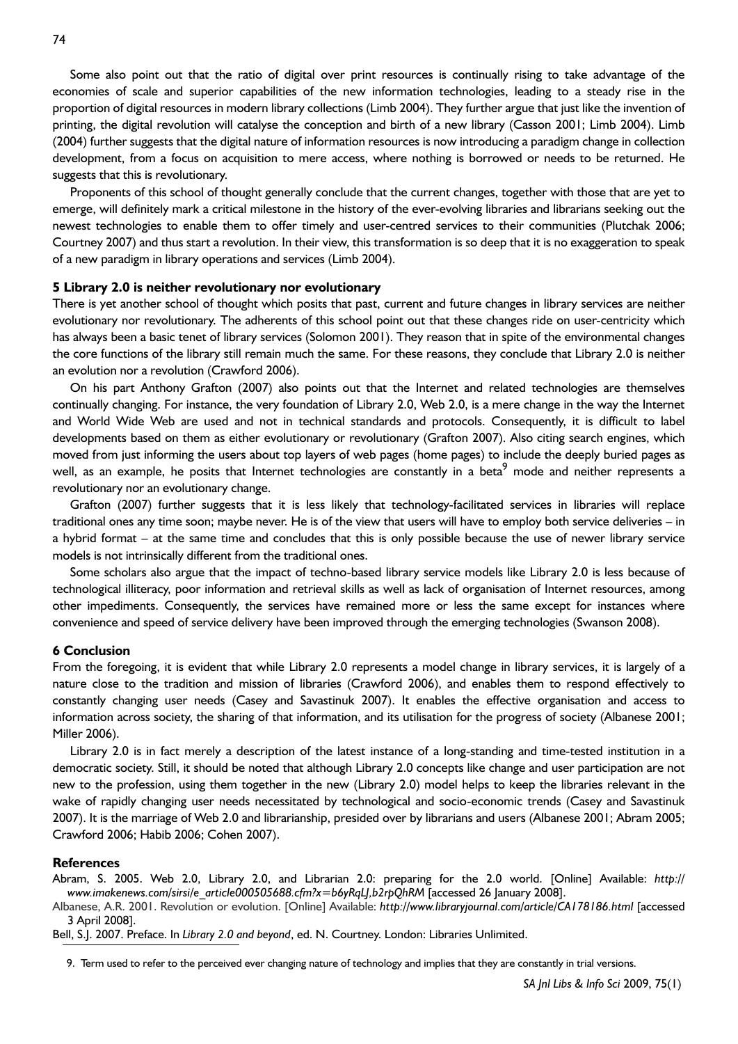Some also point out that the ratio of digital over print resources is continually rising to take advantage of the economies of scale and superior capabilities of the new information technologies, leading to a steady rise in the proportion of digital resources in modern library collections (Limb 2004). They further argue that just like the invention of printing, the digital revolution will catalyse the conception and birth of a new library (Casson 2001; Limb 2004). Limb (2004) further suggests that the digital nature of information resources is now introducing a paradigm change in collection development, from a focus on acquisition to mere access, where nothing is borrowed or needs to be returned. He suggests that this is revolutionary.

Proponents of this school of thought generally conclude that the current changes, together with those that are yet to emerge, will definitely mark a critical milestone in the history of the ever-evolving libraries and librarians seeking out the newest technologies to enable them to offer timely and user-centred services to their communities (Plutchak 2006; Courtney 2007) and thus start a revolution. In their view, this transformation is so deep that it is no exaggeration to speak of a new paradigm in library operations and services (Limb 2004).

## 5 Library 2.0 is neither revolutionary nor evolutionary

There is yet another school of thought which posits that past, current and future changes in library services are neither evolutionary nor revolutionary. The adherents of this school point out that these changes ride on user-centricity which has always been a basic tenet of library services (Solomon 2001). They reason that in spite of the environmental changes the core functions of the library still remain much the same. For these reasons, they conclude that Library 2.0 is neither an evolution nor a revolution (Crawford 2006).

On his part Anthony Grafton (2007) also points out that the Internet and related technologies are themselves continually changing. For instance, the very foundation of Library 2.0, Web 2.0, is a mere change in the way the Internet and World Wide Web are used and not in technical standards and protocols. Consequently, it is difficult to label developments based on them as either evolutionary or revolutionary (Grafton 2007). Also citing search engines, which moved from just informing the users about top layers of web pages (home pages) to include the deeply buried pages as well, as an example, he posits that Internet technologies are constantly in a beta[9] mode and neither represents a revolutionary nor an evolutionary change.

Grafton (2007) further suggests that it is less likely that technology-facilitated services in libraries will replace traditional ones any time soon; maybe never. He is of the view that users will have to employ both service deliveries – in a hybrid format – at the same time and concludes that this is only possible because the use of newer library service models is not intrinsically different from the traditional ones.

Some scholars also argue that the impact of techno-based library service models like Library 2.0 is less because of technological illiteracy, poor information and retrieval skills as well as lack of organisation of Internet resources, among other impediments. Consequently, the services have remained more or less the same except for instances where convenience and speed of service delivery have been improved through the emerging technologies (Swanson 2008).

## 6 Conclusion

From the foregoing, it is evident that while Library 2.0 represents a model change in library services, it is largely of a nature close to the tradition and mission of libraries (Crawford 2006), and enables them to respond effectively to constantly changing user needs (Casey and Savastinuk 2007). It enables the effective organisation and access to information across society, the sharing of that information, and its utilisation for the progress of society (Albanese 2001; Miller 2006).

Library 2.0 is in fact merely a description of the latest instance of a long-standing and time-tested institution in a democratic society. Still, it should be noted that although Library 2.0 concepts like change and user participation are not new to the profession, using them together in the new (Library 2.0) model helps to keep the libraries relevant in the wake of rapidly changing user needs necessitated by technological and socio-economic trends (Casey and Savastinuk 2007). It is the marriage of Web 2.0 and librarianship, presided over by librarians and users (Albanese 2001; Abram 2005; Crawford 2006; Habib 2006; Cohen 2007).

## References

Abram, S. 2005. Web 2.0, Library 2.0, and Librarian 2.0: preparing for the 2.0 world. [Online] Available: *http://www.imakenews.com/sirsi/e_article000505688.cfm?x=b6yRqLJ,b2rpQhRM* [accessed 26 January 2008].

Albanese, A.R. 2001. Revolution or evolution. [Online] Available: *http://www.libraryjournal.com/article/CA178186.html* [accessed 3 April 2008].

Bell, S.J. 2007. Preface. In *Library 2.0 and beyond*, ed. N. Courtney. London: Libraries Unlimited.

9. Term used to refer to the perceived ever changing nature of technology and implies that they are constantly in trial versions.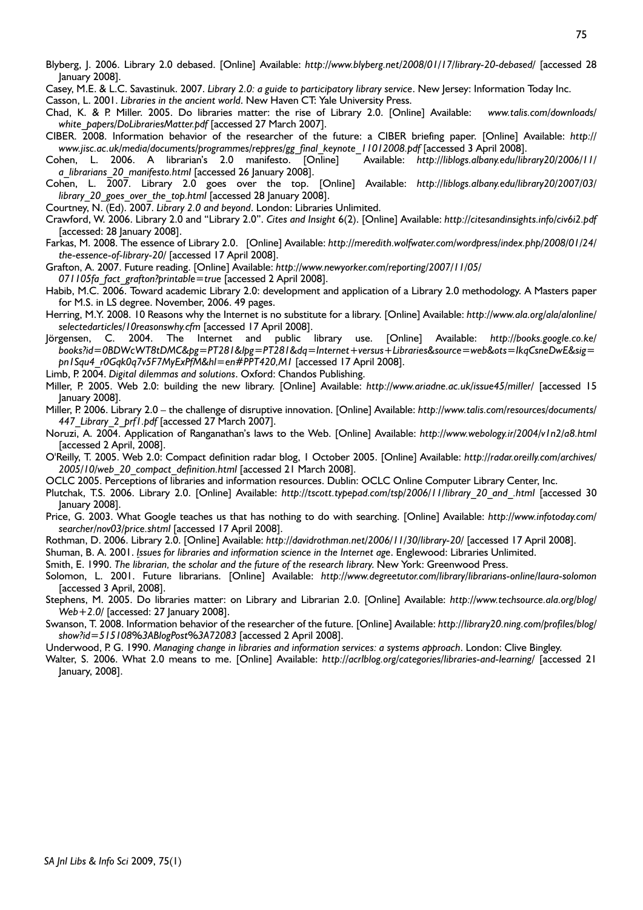Blyberg, J. 2006. Library 2.0 debased. [Online] Available: *http://www.blyberg.net/2008/01/17/library-20-debased/* [accessed 28 January 2008].

Casey, M.E. & L.C. Savastinuk. 2007. *Library 2.0: a guide to participatory library service*. New Jersey: Information Today Inc.

Casson, L. 2001. *Libraries in the ancient world*. New Haven CT: Yale University Press.

Chad, K. & P. Miller. 2005. Do libraries matter: the rise of Library 2.0. [Online] Available: *www.talis.com/downloads/white_papers/DoLibrariesMatter.pdf* [accessed 27 March 2007].

CIBER. 2008. Information behavior of the researcher of the future: a CIBER briefing paper. [Online] Available: *http://www.jisc.ac.uk/media/documents/programmes/reppres/gg_final_keynote_11012008.pdf* [accessed 3 April 2008].

Cohen, L. 2006. A librarian's 2.0 manifesto. [Online] Available: *http://liblogs.albany.edu/library20/2006/11/a_librarians_20_manifesto.html* [accessed 26 January 2008].

Cohen, L. 2007. Library 2.0 goes over the top. [Online] Available: *http://liblogs.albany.edu/library20/2007/03/library_20_goes_over_the_top.html* [accessed 28 January 2008].

Courtney, N. (Ed). 2007. *Library 2.0 and beyond*. London: Libraries Unlimited.

Crawford, W. 2006. Library 2.0 and "Library 2.0". *Cites and Insight* 6(2). [Online] Available: *http://citesandinsights.info/civ6i2.pdf* [accessed: 28 January 2008].

Farkas, M. 2008. The essence of Library 2.0. [Online] Available: *http://meredith.wolfwater.com/wordpress/index.php/2008/01/24/the-essence-of-library-20/* [accessed 17 April 2008].

Grafton, A. 2007. Future reading. [Online] Available: *http://www.newyorker.com/reporting/2007/11/05/071105fa_fact_grafton?printable=true* [accessed 2 April 2008].

Habib, M.C. 2006. Toward academic Library 2.0: development and application of a Library 2.0 methodology. A Masters paper for M.S. in LS degree. November, 2006. 49 pages.

Herring, M.Y. 2008. 10 Reasons why the Internet is no substitute for a library. [Online] Available: *http://www.ala.org/ala/alonline/selectedarticles/10reasonswhy.cfm* [accessed 17 April 2008].

Jörgensen, C. 2004. The Internet and public library use. [Online] Available: *http://books.google.co.ke/books?id=0BDWcWT8tDMC&pg=PT281&lpg=PT281&dq=Internet+versus+Libraries&source=web&ots=IkqCsneDwE&sig=pn1Squ4_r0Gqk0q7v5F7MyExPfM&hl=en#PPT420,M1* [accessed 17 April 2008].

Limb, P. 2004. *Digital dilemmas and solutions*. Oxford: Chandos Publishing.

Miller, P. 2005. Web 2.0: building the new library. [Online] Available: *http://www.ariadne.ac.uk/issue45/miller/* [accessed 15 January 2008].

Miller, P. 2006. Library 2.0 – the challenge of disruptive innovation. [Online] Available: *http://www.talis.com/resources/documents/447_Library_2_prf1.pdf* [accessed 27 March 2007].

Noruzi, A. 2004. Application of Ranganathan's laws to the Web. [Online] Available: *http://www.webology.ir/2004/v1n2/a8.html* [accessed 2 April, 2008].

O'Reilly, T. 2005. Web 2.0: Compact definition radar blog, 1 October 2005. [Online] Available: *http://radar.oreilly.com/archives/2005/10/web_20_compact_definition.html* [accessed 21 March 2008].

OCLC 2005. Perceptions of libraries and information resources. Dublin: OCLC Online Computer Library Center, Inc.

Plutchak, T.S. 2006. Library 2.0. [Online] Available: *http://tscott.typepad.com/tsp/2006/11/library_20_and_.html* [accessed 30 January 2008].

Price, G. 2003. What Google teaches us that has nothing to do with searching. [Online] Available: *http://www.infotoday.com/searcher/nov03/price.shtml* [accessed 17 April 2008].

Rothman, D. 2006. Library 2.0. [Online] Available: *http://davidrothman.net/2006/11/30/library-20/* [accessed 17 April 2008].

Shuman, B. A. 2001. *Issues for libraries and information science in the Internet age*. Englewood: Libraries Unlimited.

Smith, E. 1990. *The librarian, the scholar and the future of the research library*. New York: Greenwood Press.

Solomon, L. 2001. Future librarians. [Online] Available: *http://www.degreetutor.com/library/librarians-online/laura-solomon* [accessed 3 April, 2008].

Stephens, M. 2005. Do libraries matter: on Library and Librarian 2.0. [Online] Available: *http://www.techsource.ala.org/blog/Web+2.0/* [accessed: 27 January 2008].

Swanson, T. 2008. Information behavior of the researcher of the future. [Online] Available: *http://library20.ning.com/profiles/blog/show?id=515108%3ABlogPost%3A72083* [accessed 2 April 2008].

Underwood, P. G. 1990. *Managing change in libraries and information services: a systems approach*. London: Clive Bingley.

Walter, S. 2006. What 2.0 means to me. [Online] Available: *http://acrlblog.org/categories/libraries-and-learning/* [accessed 21 January, 2008].